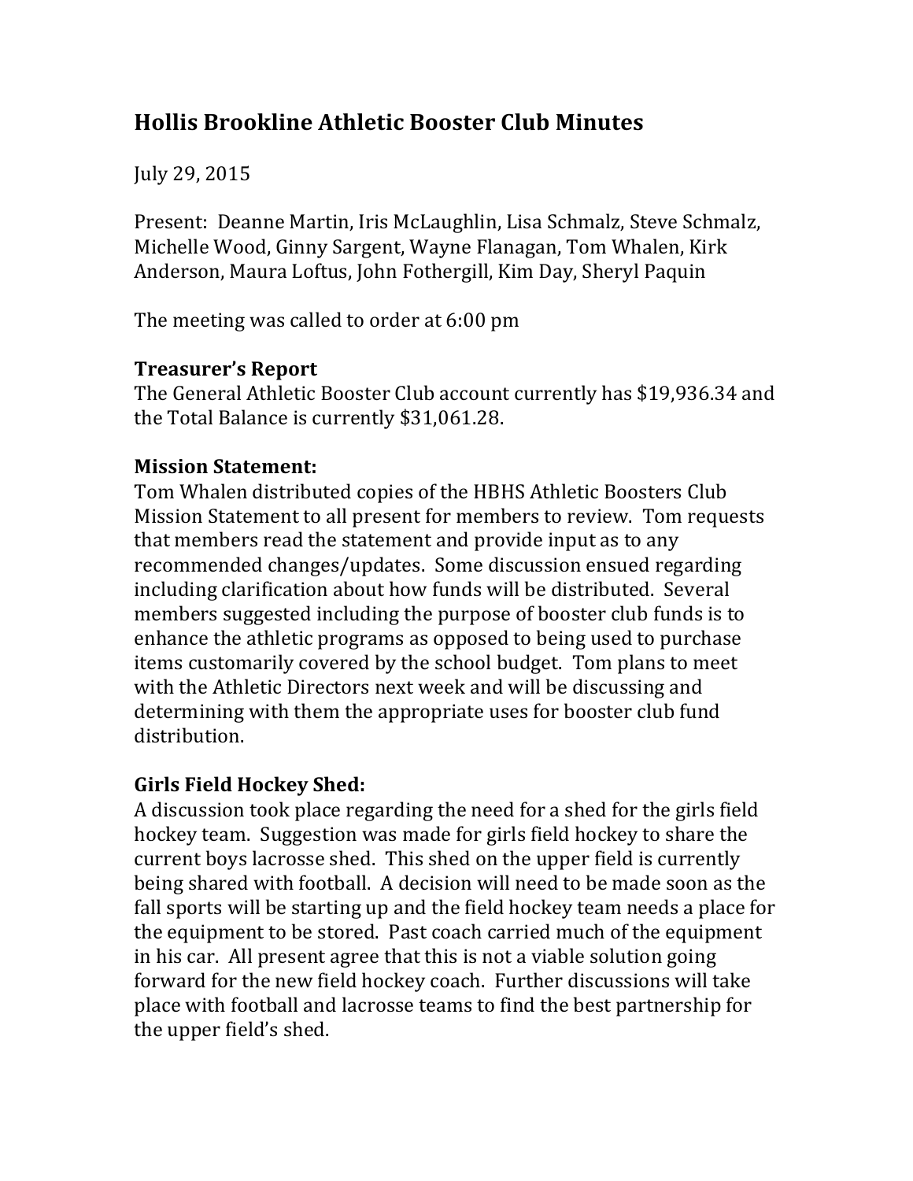# Hollis Brookline Athletic Booster Club Minutes

July 29, 2015

Present: Deanne Martin, Iris McLaughlin, Lisa Schmalz, Steve Schmalz, Michelle Wood, Ginny Sargent, Wayne Flanagan, Tom Whalen, Kirk Anderson, Maura Loftus, John Fothergill, Kim Day, Sheryl Paquin

The meeting was called to order at 6:00 pm

## Treasurer's Report

The General Athletic Booster Club account currently has $19,936.34 and the Total Balance is currently $31,061.28.

## Mission Statement:

Tom Whalen distributed copies of the HBHS Athletic Boosters Club Mission Statement to all present for members to review. Tom requests that members read the statement and provide input as to any recommended changes/updates. Some discussion ensued regarding including clarification about how funds will be distributed. Several members suggested including the purpose of booster club funds is to enhance the athletic programs as opposed to being used to purchase items customarily covered by the school budget. Tom plans to meet with the Athletic Directors next week and will be discussing and determining with them the appropriate uses for booster club fund distribution.

## Girls Field Hockey Shed:

A discussion took place regarding the need for a shed for the girls field hockey team. Suggestion was made for girls field hockey to share the current boys lacrosse shed. This shed on the upper field is currently being shared with football. A decision will need to be made soon as the fall sports will be starting up and the field hockey team needs a place for the equipment to be stored. Past coach carried much of the equipment in his car. All present agree that this is not a viable solution going forward for the new field hockey coach. Further discussions will take place with football and lacrosse teams to find the best partnership for the upper field's shed.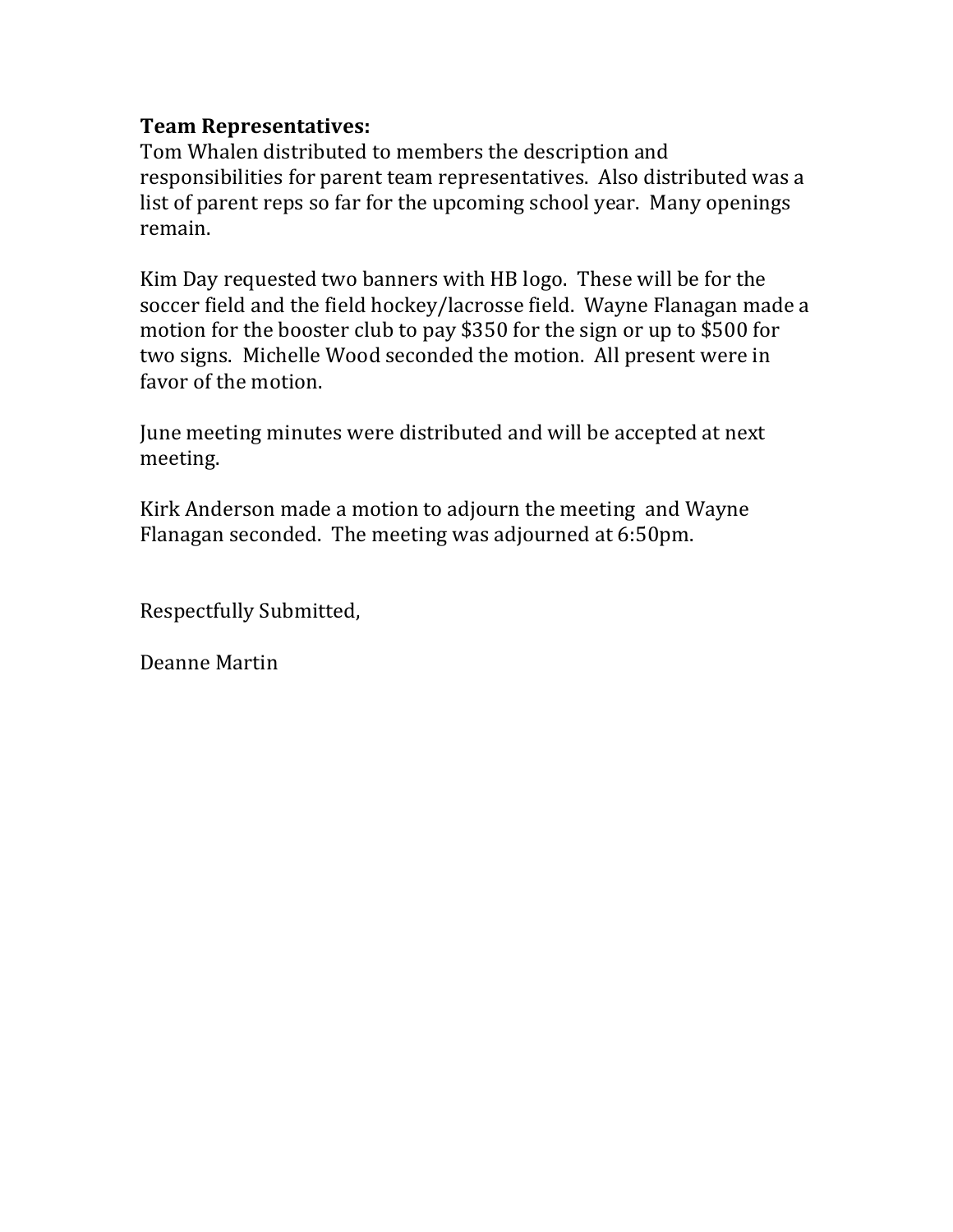**Team Representatives:**
Tom Whalen distributed to members the description and responsibilities for parent team representatives. Also distributed was a list of parent reps so far for the upcoming school year. Many openings remain.

Kim Day requested two banners with HB logo. These will be for the soccer field and the field hockey/lacrosse field. Wayne Flanagan made a motion for the booster club to pay $350 for the sign or up to $500 for two signs. Michelle Wood seconded the motion. All present were in favor of the motion.

June meeting minutes were distributed and will be accepted at next meeting.

Kirk Anderson made a motion to adjourn the meeting and Wayne Flanagan seconded. The meeting was adjourned at 6:50pm.

Respectfully Submitted,

Deanne Martin